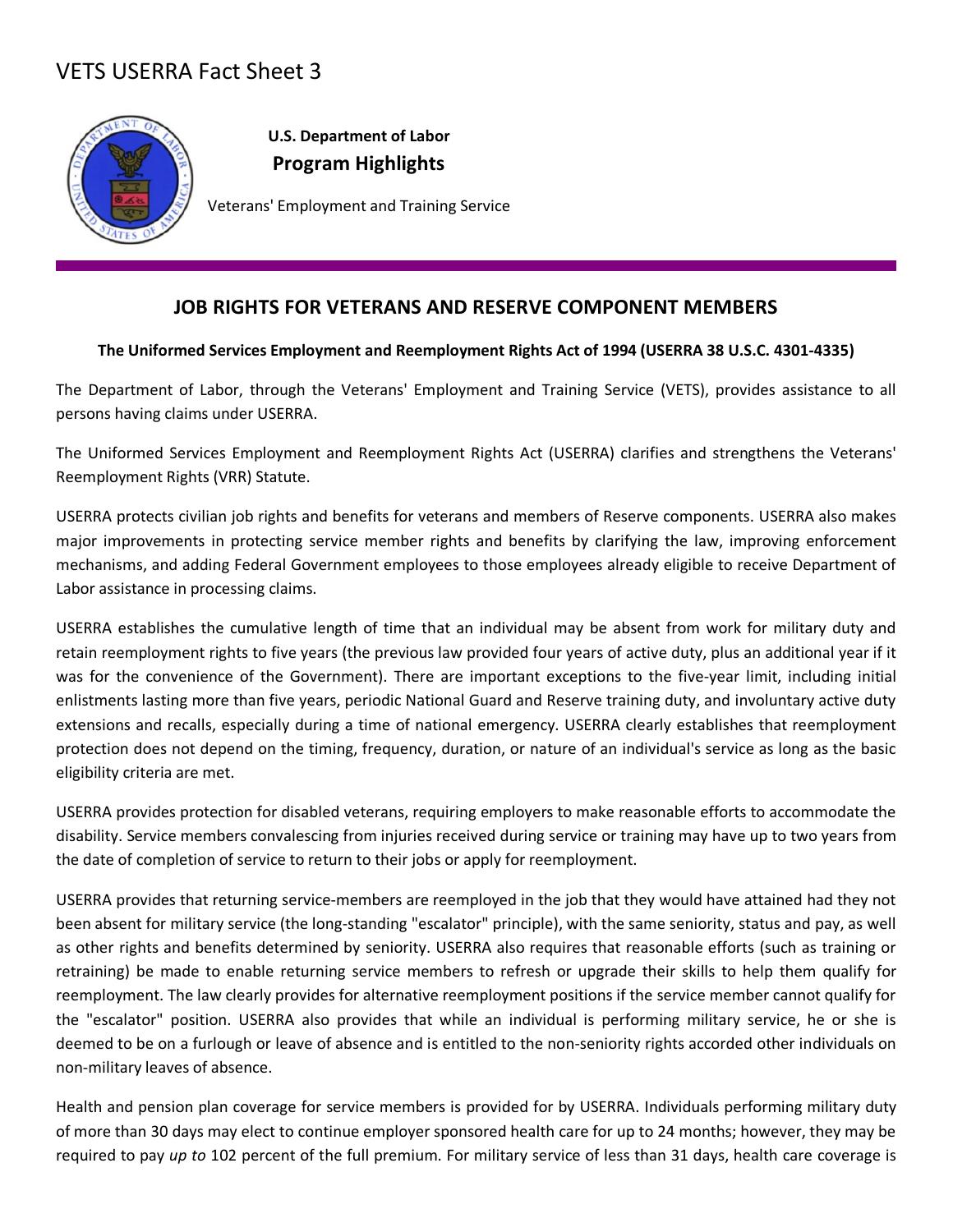# VETS USERRA Fact Sheet 3

**U.S. Department of Labor**

**Program Highlights**

Veterans' Employment and Training Service

## JOB RIGHTS FOR VETERANS AND RESERVE COMPONENT MEMBERS

**The Uniformed Services Employment and Reemployment Rights Act of 1994 (USERRA 38 U.S.C. 4301-4335)**

The Department of Labor, through the Veterans' Employment and Training Service (VETS), provides assistance to all persons having claims under USERRA.

The Uniformed Services Employment and Reemployment Rights Act (USERRA) clarifies and strengthens the Veterans' Reemployment Rights (VRR) Statute.

USERRA protects civilian job rights and benefits for veterans and members of Reserve components. USERRA also makes major improvements in protecting service member rights and benefits by clarifying the law, improving enforcement mechanisms, and adding Federal Government employees to those employees already eligible to receive Department of Labor assistance in processing claims.

USERRA establishes the cumulative length of time that an individual may be absent from work for military duty and retain reemployment rights to five years (the previous law provided four years of active duty, plus an additional year if it was for the convenience of the Government). There are important exceptions to the five-year limit, including initial enlistments lasting more than five years, periodic National Guard and Reserve training duty, and involuntary active duty extensions and recalls, especially during a time of national emergency. USERRA clearly establishes that reemployment protection does not depend on the timing, frequency, duration, or nature of an individual's service as long as the basic eligibility criteria are met.

USERRA provides protection for disabled veterans, requiring employers to make reasonable efforts to accommodate the disability. Service members convalescing from injuries received during service or training may have up to two years from the date of completion of service to return to their jobs or apply for reemployment.

USERRA provides that returning service-members are reemployed in the job that they would have attained had they not been absent for military service (the long-standing "escalator" principle), with the same seniority, status and pay, as well as other rights and benefits determined by seniority. USERRA also requires that reasonable efforts (such as training or retraining) be made to enable returning service members to refresh or upgrade their skills to help them qualify for reemployment. The law clearly provides for alternative reemployment positions if the service member cannot qualify for the "escalator" position. USERRA also provides that while an individual is performing military service, he or she is deemed to be on a furlough or leave of absence and is entitled to the non-seniority rights accorded other individuals on non-military leaves of absence.

Health and pension plan coverage for service members is provided for by USERRA. Individuals performing military duty of more than 30 days may elect to continue employer sponsored health care for up to 24 months; however, they may be required to pay *up to* 102 percent of the full premium. For military service of less than 31 days, health care coverage is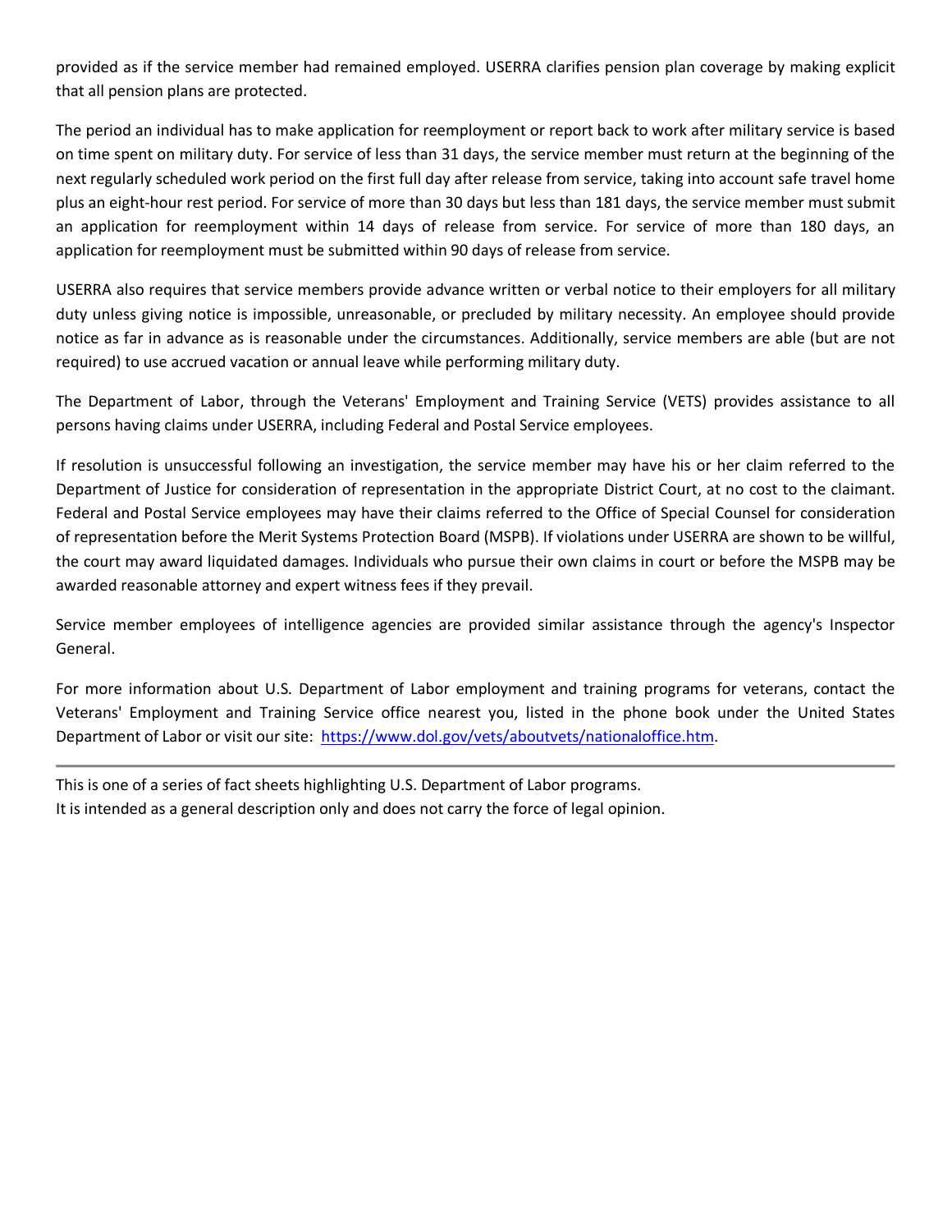provided as if the service member had remained employed. USERRA clarifies pension plan coverage by making explicit that all pension plans are protected.

The period an individual has to make application for reemployment or report back to work after military service is based on time spent on military duty. For service of less than 31 days, the service member must return at the beginning of the next regularly scheduled work period on the first full day after release from service, taking into account safe travel home plus an eight-hour rest period. For service of more than 30 days but less than 181 days, the service member must submit an application for reemployment within 14 days of release from service. For service of more than 180 days, an application for reemployment must be submitted within 90 days of release from service.

USERRA also requires that service members provide advance written or verbal notice to their employers for all military duty unless giving notice is impossible, unreasonable, or precluded by military necessity. An employee should provide notice as far in advance as is reasonable under the circumstances. Additionally, service members are able (but are not required) to use accrued vacation or annual leave while performing military duty.

The Department of Labor, through the Veterans' Employment and Training Service (VETS) provides assistance to all persons having claims under USERRA, including Federal and Postal Service employees.

If resolution is unsuccessful following an investigation, the service member may have his or her claim referred to the Department of Justice for consideration of representation in the appropriate District Court, at no cost to the claimant. Federal and Postal Service employees may have their claims referred to the Office of Special Counsel for consideration of representation before the Merit Systems Protection Board (MSPB). If violations under USERRA are shown to be willful, the court may award liquidated damages. Individuals who pursue their own claims in court or before the MSPB may be awarded reasonable attorney and expert witness fees if they prevail.

Service member employees of intelligence agencies are provided similar assistance through the agency's Inspector General.

For more information about U.S. Department of Labor employment and training programs for veterans, contact the Veterans' Employment and Training Service office nearest you, listed in the phone book under the United States Department of Labor or visit our site: [https://www.dol.gov/vets/aboutvets/nationaloffice.htm](https://www.dol.gov/vets/aboutvets/nationaloffice.htm).

---

This is one of a series of fact sheets highlighting U.S. Department of Labor programs.
It is intended as a general description only and does not carry the force of legal opinion.